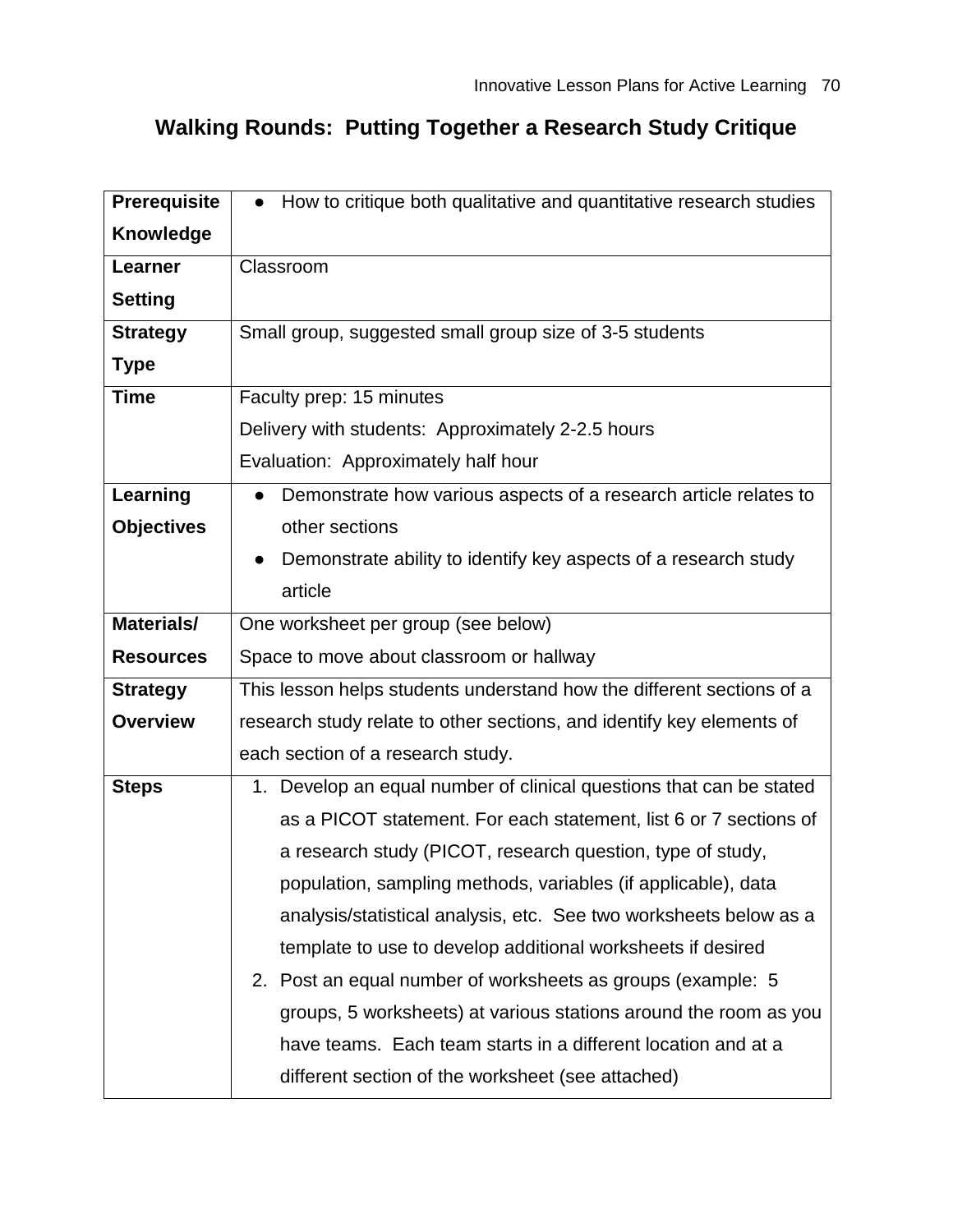# Walking Rounds: Putting Together a Research Study Critique

| | |
|---|---|
| **Prerequisite Knowledge** | ● How to critique both qualitative and quantitative research studies |
| **Learner Setting** | Classroom |
| **Strategy Type** | Small group, suggested small group size of 3-5 students |
| **Time** | Faculty prep: 15 minutes<br>Delivery with students: Approximately 2-2.5 hours<br>Evaluation: Approximately half hour |
| **Learning Objectives** | ● Demonstrate how various aspects of a research article relates to other sections<br>● Demonstrate ability to identify key aspects of a research study article |
| **Materials/ Resources** | One worksheet per group (see below)<br>Space to move about classroom or hallway |
| **Strategy Overview** | This lesson helps students understand how the different sections of a research study relate to other sections, and identify key elements of each section of a research study. |
| **Steps** | 1. Develop an equal number of clinical questions that can be stated as a PICOT statement. For each statement, list 6 or 7 sections of a research study (PICOT, research question, type of study, population, sampling methods, variables (if applicable), data analysis/statistical analysis, etc. See two worksheets below as a template to use to develop additional worksheets if desired<br>2. Post an equal number of worksheets as groups (example: 5 groups, 5 worksheets) at various stations around the room as you have teams. Each team starts in a different location and at a different section of the worksheet (see attached) |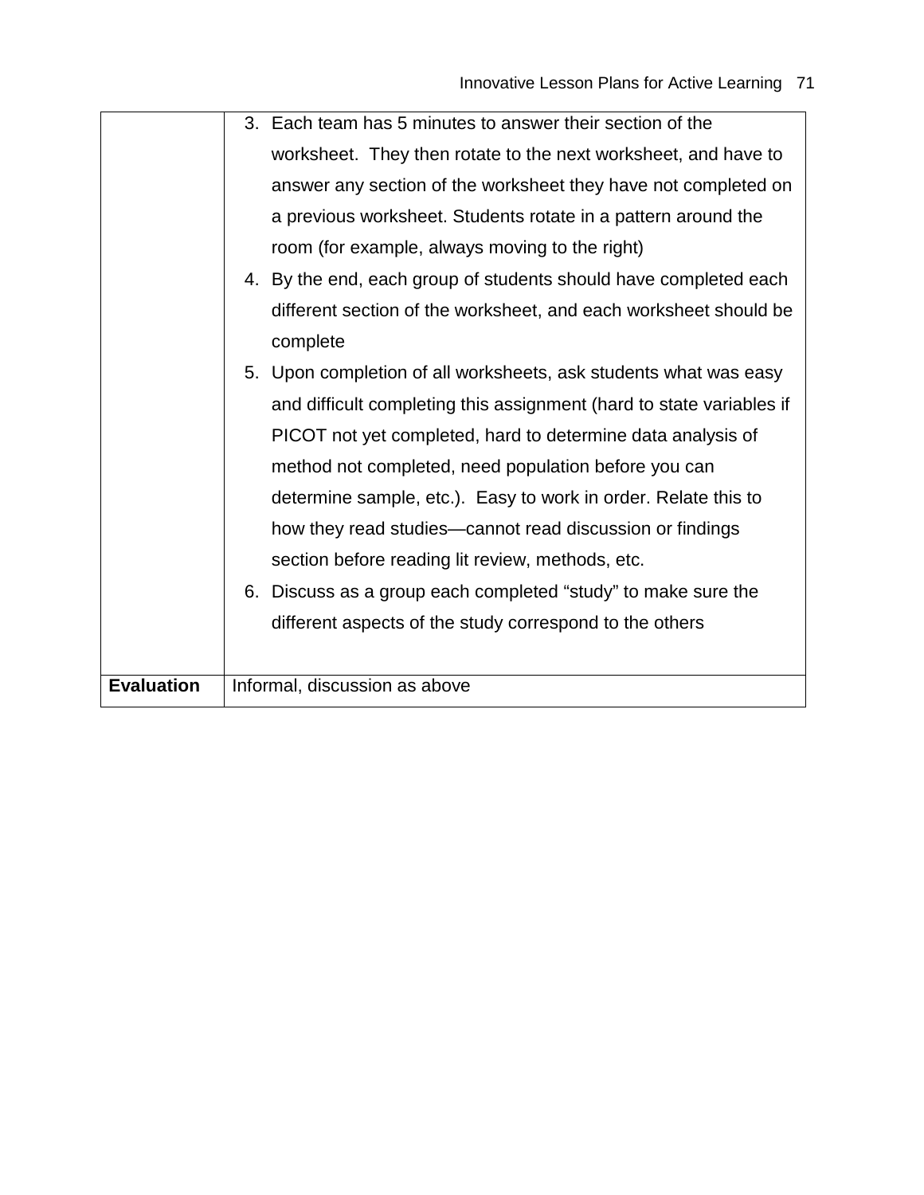| | |
|---|---|
| | 3. Each team has 5 minutes to answer their section of the worksheet. They then rotate to the next worksheet, and have to answer any section of the worksheet they have not completed on a previous worksheet. Students rotate in a pattern around the room (for example, always moving to the right)<br>4. By the end, each group of students should have completed each different section of the worksheet, and each worksheet should be complete<br>5. Upon completion of all worksheets, ask students what was easy and difficult completing this assignment (hard to state variables if PICOT not yet completed, hard to determine data analysis of method not completed, need population before you can determine sample, etc.). Easy to work in order. Relate this to how they read studies—cannot read discussion or findings section before reading lit review, methods, etc.<br>6. Discuss as a group each completed "study" to make sure the different aspects of the study correspond to the others |
| **Evaluation** | Informal, discussion as above |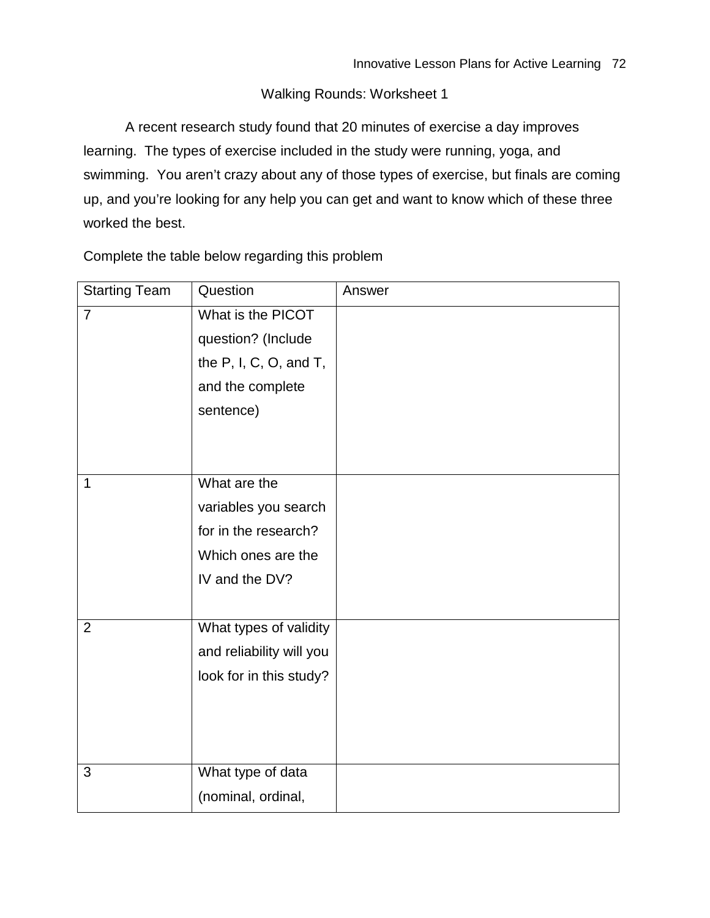## Walking Rounds: Worksheet 1

A recent research study found that 20 minutes of exercise a day improves learning. The types of exercise included in the study were running, yoga, and swimming. You aren't crazy about any of those types of exercise, but finals are coming up, and you're looking for any help you can get and want to know which of these three worked the best.

Complete the table below regarding this problem

| Starting Team | Question | Answer |
| --- | --- | --- |
| 7 | What is the PICOT question? (Include the P, I, C, O, and T, and the complete sentence) | |
| 1 | What are the variables you search for in the research? Which ones are the IV and the DV? | |
| 2 | What types of validity and reliability will you look for in this study? | |
| 3 | What type of data (nominal, ordinal, | |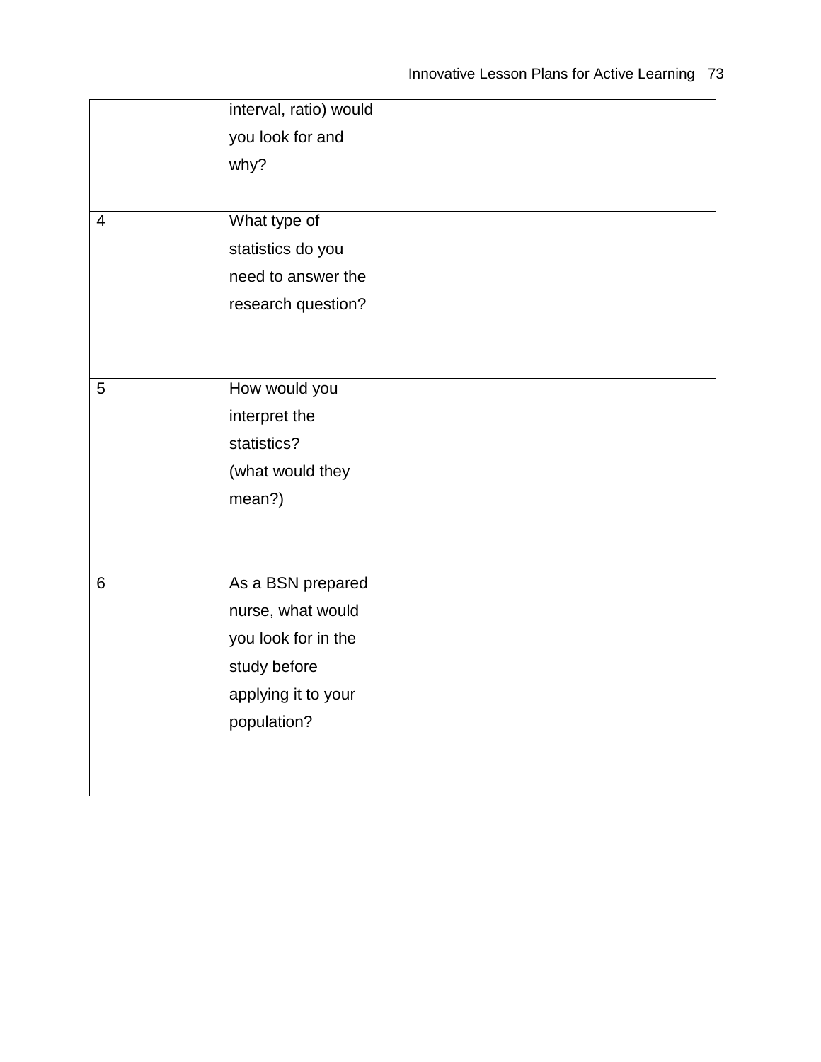| | | |
|---|---|---|
| | interval, ratio) would you look for and why? | |
| 4 | What type of statistics do you need to answer the research question? | |
| 5 | How would you interpret the statistics? (what would they mean?) | |
| 6 | As a BSN prepared nurse, what would you look for in the study before applying it to your population? | |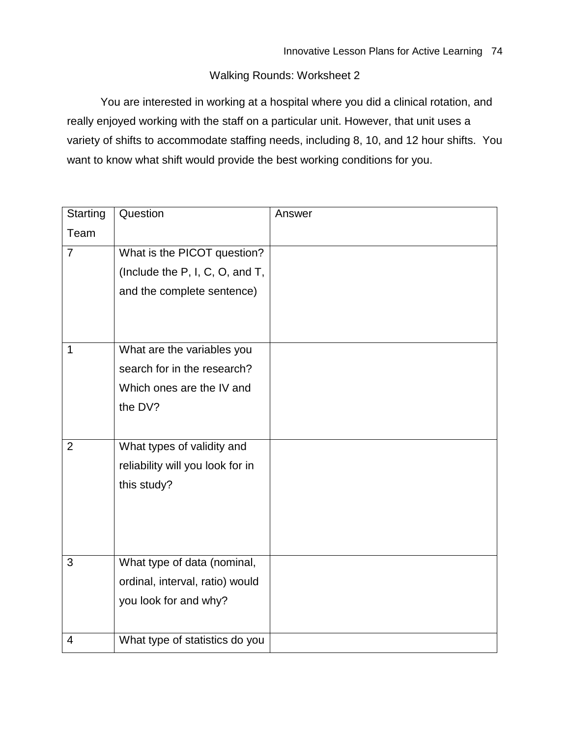## Walking Rounds: Worksheet 2

You are interested in working at a hospital where you did a clinical rotation, and really enjoyed working with the staff on a particular unit. However, that unit uses a variety of shifts to accommodate staffing needs, including 8, 10, and 12 hour shifts. You want to know what shift would provide the best working conditions for you.

| Starting Team | Question | Answer |
|---|---|---|
| 7 | What is the PICOT question? (Include the P, I, C, O, and T, and the complete sentence) | |
| 1 | What are the variables you search for in the research? Which ones are the IV and the DV? | |
| 2 | What types of validity and reliability will you look for in this study? | |
| 3 | What type of data (nominal, ordinal, interval, ratio) would you look for and why? | |
| 4 | What type of statistics do you | |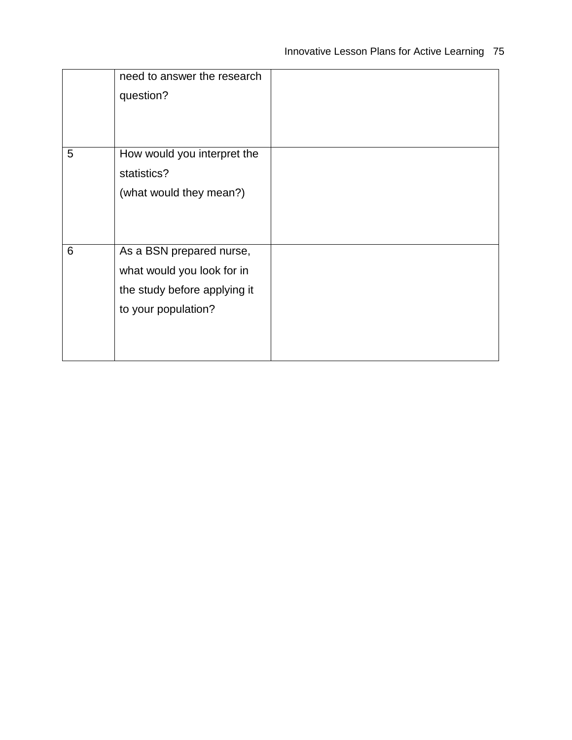| | | |
|---|---|---|
| | need to answer the research question? | |
| 5 | How would you interpret the statistics?<br>(what would they mean?) | |
| 6 | As a BSN prepared nurse, what would you look for in the study before applying it to your population? | |